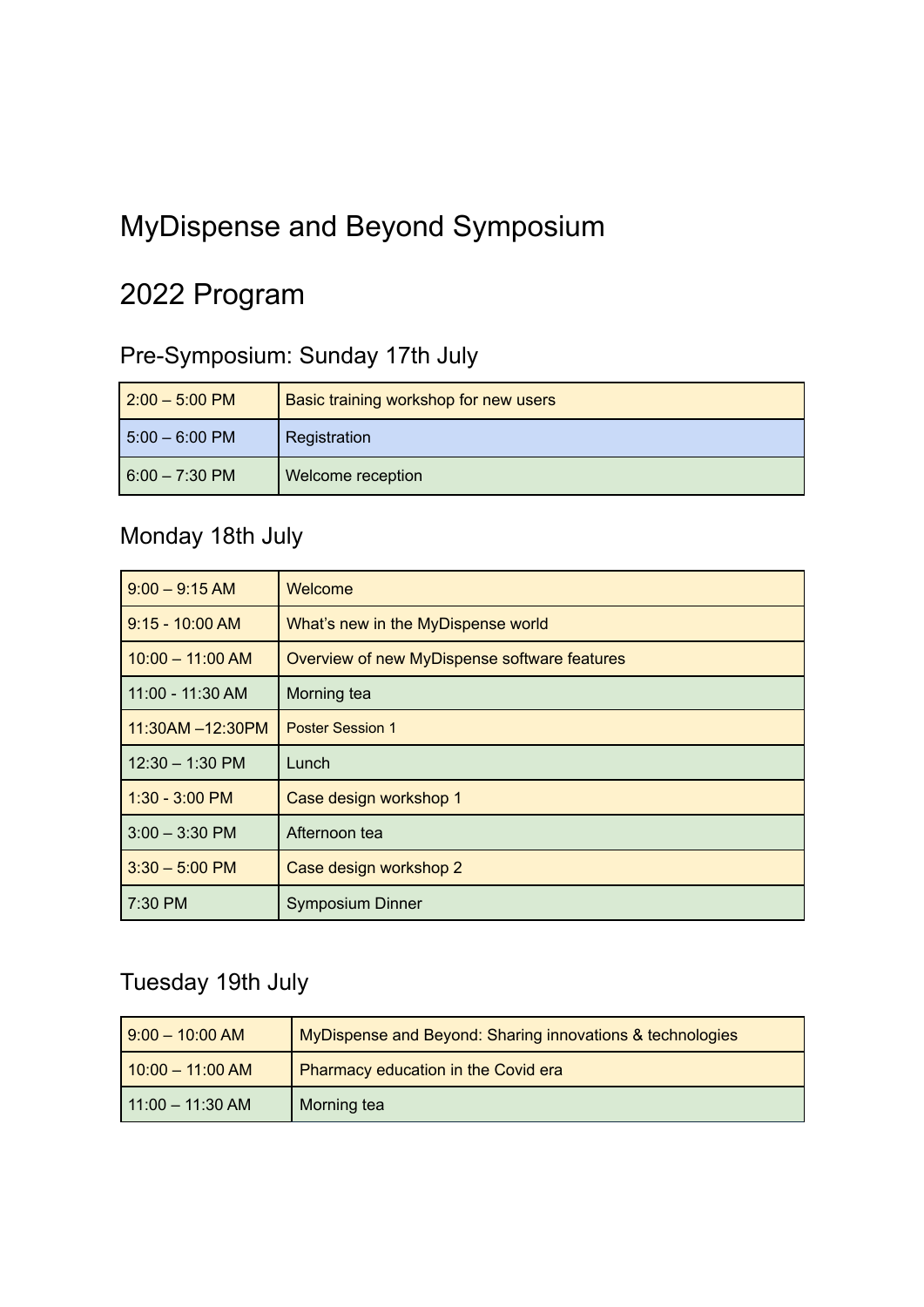# MyDispense and Beyond Symposium

# 2022 Program

## Pre-Symposium: Sunday 17th July

| | |
|---|---|
| 2:00 – 5:00 PM | Basic training workshop for new users |
| 5:00 – 6:00 PM | Registration |
| 6:00 – 7:30 PM | Welcome reception |

## Monday 18th July

| | |
|---|---|
| 9:00 – 9:15 AM | Welcome |
| 9:15 - 10:00 AM | What's new in the MyDispense world |
| 10:00 – 11:00 AM | Overview of new MyDispense software features |
| 11:00 - 11:30 AM | Morning tea |
| 11:30AM –12:30PM | Poster Session 1 |
| 12:30 – 1:30 PM | Lunch |
| 1:30 - 3:00 PM | Case design workshop 1 |
| 3:00 – 3:30 PM | Afternoon tea |
| 3:30 – 5:00 PM | Case design workshop 2 |
| 7:30 PM | Symposium Dinner |

## Tuesday 19th July

| | |
|---|---|
| 9:00 – 10:00 AM | MyDispense and Beyond: Sharing innovations & technologies |
| 10:00 – 11:00 AM | Pharmacy education in the Covid era |
| 11:00 – 11:30 AM | Morning tea |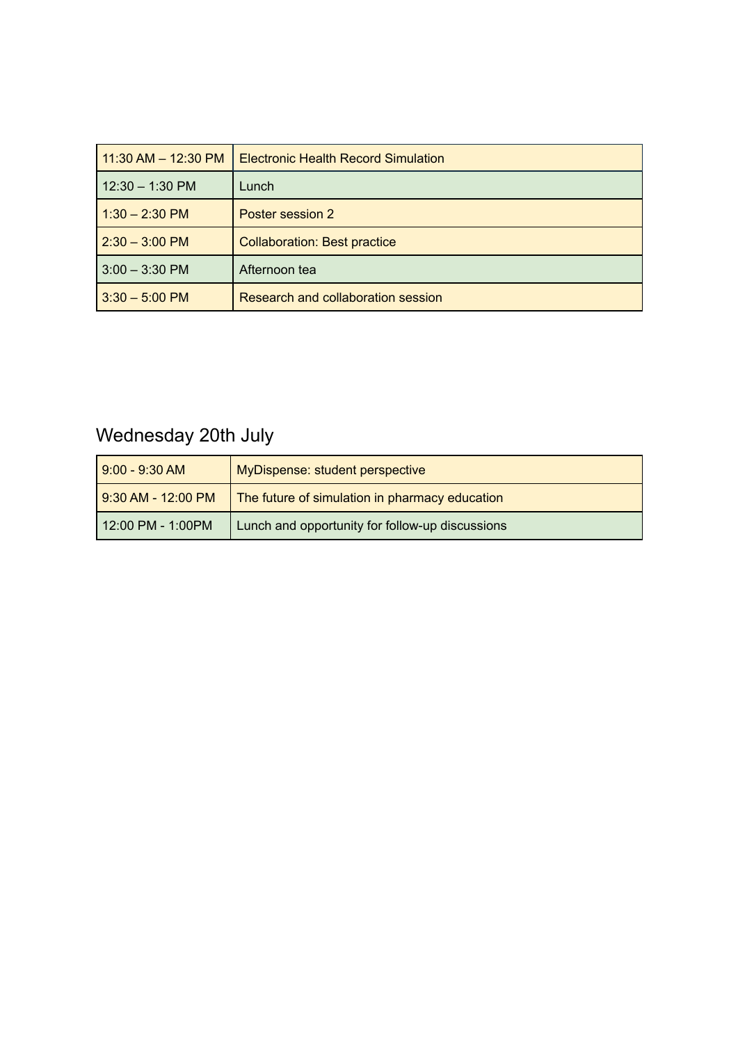| | |
|---|---|
| 11:30 AM – 12:30 PM | Electronic Health Record Simulation |
| 12:30 – 1:30 PM | Lunch |
| 1:30 – 2:30 PM | Poster session 2 |
| 2:30 – 3:00 PM | Collaboration: Best practice |
| 3:00 – 3:30 PM | Afternoon tea |
| 3:30 – 5:00 PM | Research and collaboration session |

## Wednesday 20th July

| | |
|---|---|
| 9:00 - 9:30 AM | MyDispense: student perspective |
| 9:30 AM - 12:00 PM | The future of simulation in pharmacy education |
| 12:00 PM - 1:00PM | Lunch and opportunity for follow-up discussions |